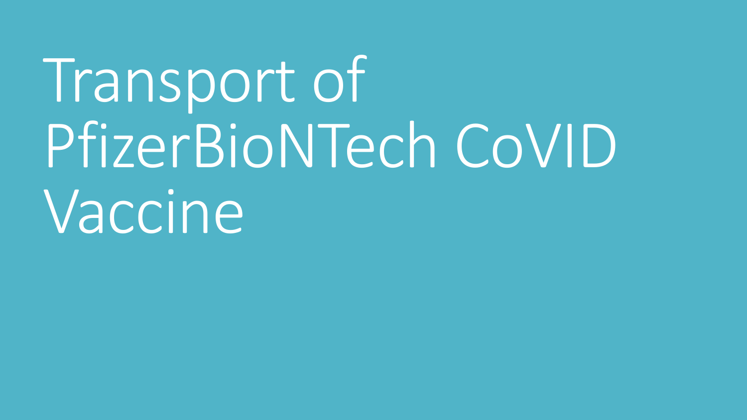# Transport of PfizerBioNTech CoVID Vaccine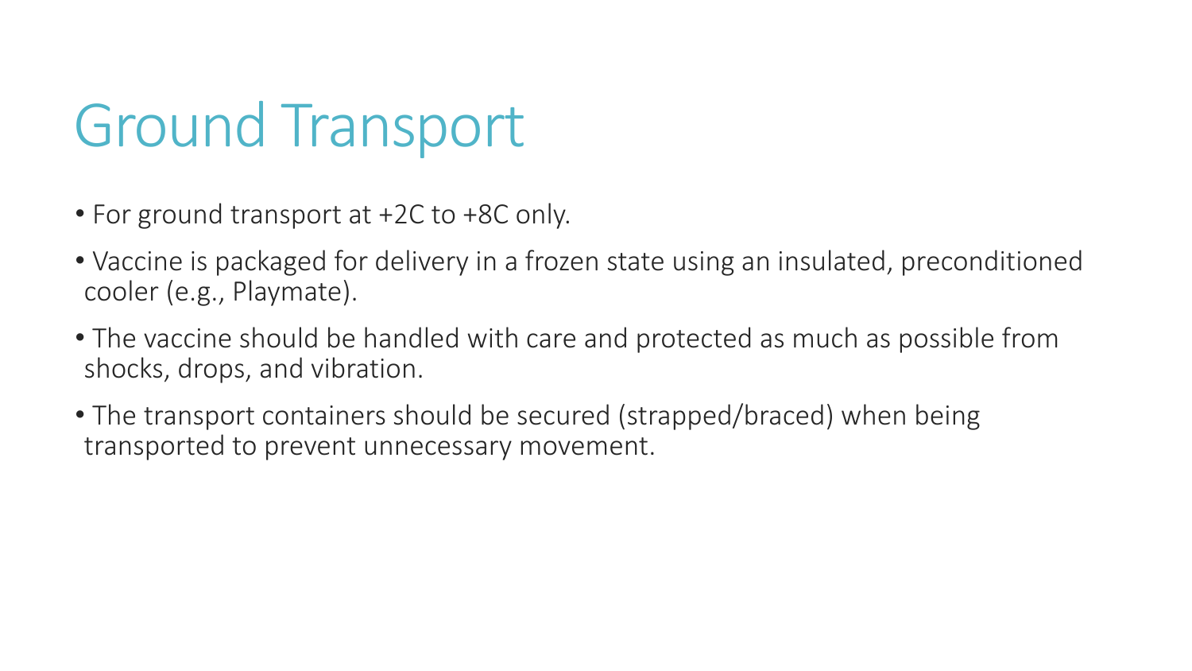# Ground Transport

- For ground transport at +2C to +8C only.
- Vaccine is packaged for delivery in a frozen state using an insulated, preconditioned cooler (e.g., Playmate).
- The vaccine should be handled with care and protected as much as possible from shocks, drops, and vibration.
- The transport containers should be secured (strapped/braced) when being transported to prevent unnecessary movement.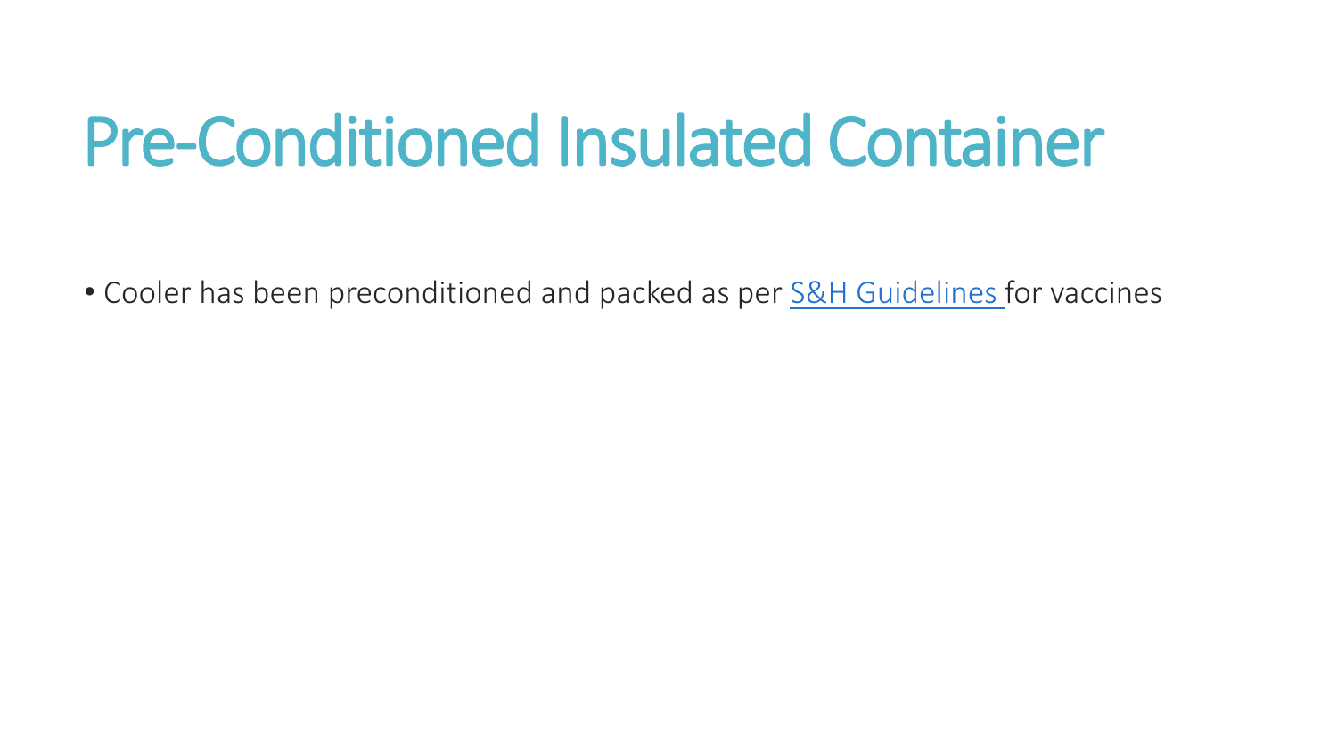# Pre-Conditioned Insulated Container

- Cooler has been preconditioned and packed as per S&H Guidelines for vaccines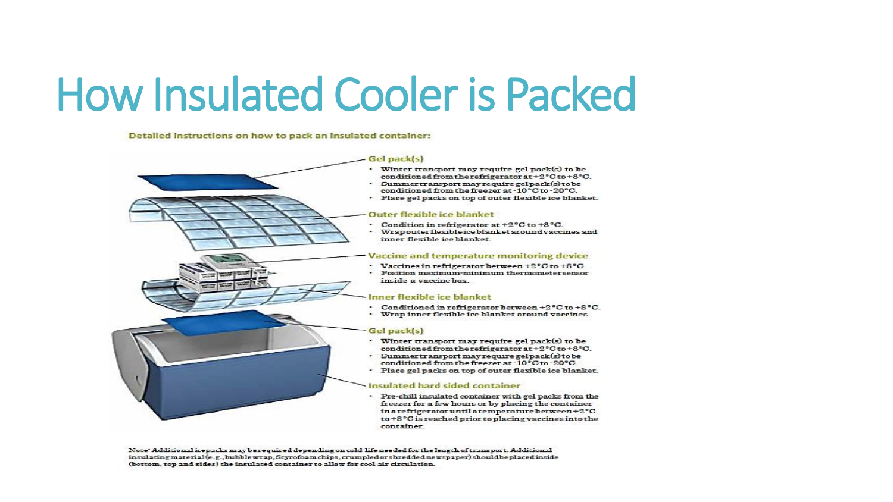# How Insulated Cooler is Packed

**Detailed instructions on how to pack an insulated container:**

**Gel pack(s)**

- Winter transport may require gel pack(s) to be conditioned from the refrigerator at +2°C to +8°C.
- Summer transport may require gel pack(s) to be conditioned from the freezer at -10°C to -20°C.
- Place gel packs on top of outer flexible ice blanket.

**Outer flexible ice blanket**

- Condition in refrigerator at +2°C to +8°C.
- Wrap outer flexible ice blanket around vaccines and inner flexible ice blanket.

**Vaccine and temperature monitoring device**

- Vaccines in refrigerator between +2°C to +8°C.
- Position maximum-minimum thermometer sensor inside a vaccine box.

**Inner flexible ice blanket**

- Conditioned in refrigerator between +2°C to +8°C.
- Wrap inner flexible ice blanket around vaccines.

**Gel pack(s)**

- Winter transport may require gel pack(s) to be conditioned from the refrigerator at +2°C to +8°C.
- Summer transport may require gel pack(s) to be conditioned from the freezer at -10°C to -20°C.
- Place gel packs on top of outer flexible ice blanket.

**Insulated hard sided container**

- Pre-chill insulated container with gel packs from the freezer for a few hours or by placing the container in a refrigerator until a temperature between +2°C to +8°C is reached prior to placing vaccines into the container.

Note: Additional icepacks may be required depending on cold-life needed for the length of transport. Additional insulating material (e.g., bubble wrap, Styrofoam chips, crumpled or shredded newspaper) should be placed inside (bottom, top and sides) the insulated container to allow for cool air circulation.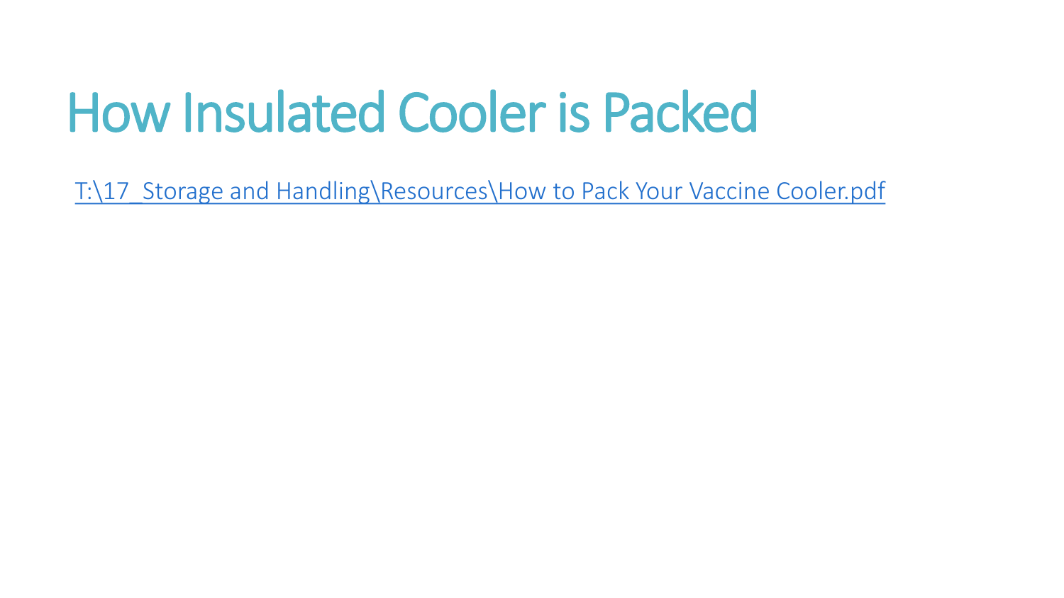# How Insulated Cooler is Packed

T:\17_Storage and Handling\Resources\How to Pack Your Vaccine Cooler.pdf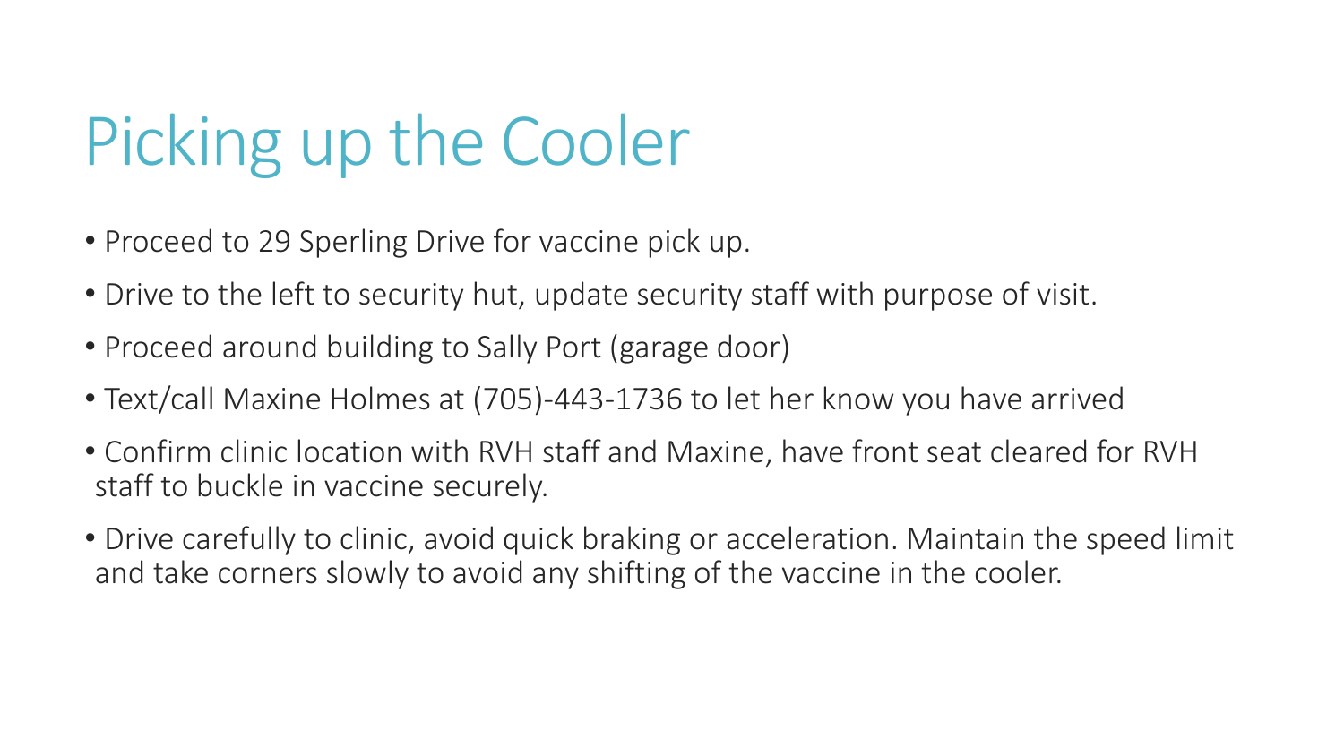# Picking up the Cooler

- Proceed to 29 Sperling Drive for vaccine pick up.
- Drive to the left to security hut, update security staff with purpose of visit.
- Proceed around building to Sally Port (garage door)
- Text/call Maxine Holmes at (705)-443-1736 to let her know you have arrived
- Confirm clinic location with RVH staff and Maxine, have front seat cleared for RVH staff to buckle in vaccine securely.
- Drive carefully to clinic, avoid quick braking or acceleration. Maintain the speed limit and take corners slowly to avoid any shifting of the vaccine in the cooler.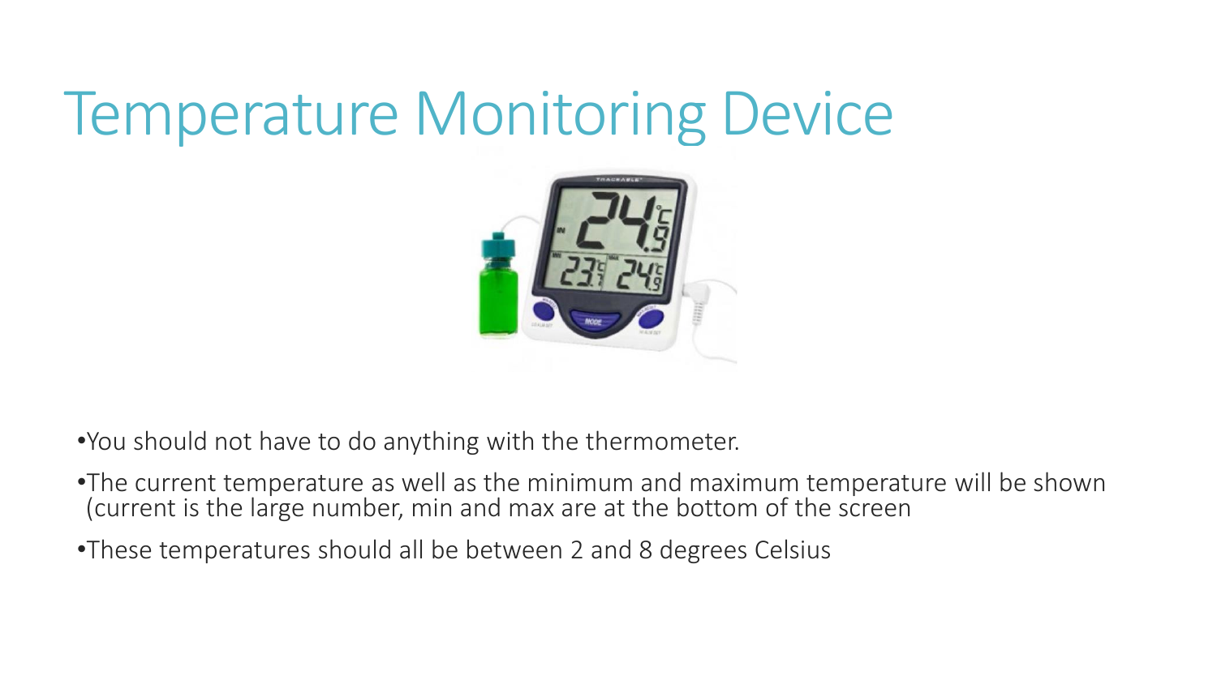# Temperature Monitoring Device

- You should not have to do anything with the thermometer.
- The current temperature as well as the minimum and maximum temperature will be shown (current is the large number, min and max are at the bottom of the screen
- These temperatures should all be between 2 and 8 degrees Celsius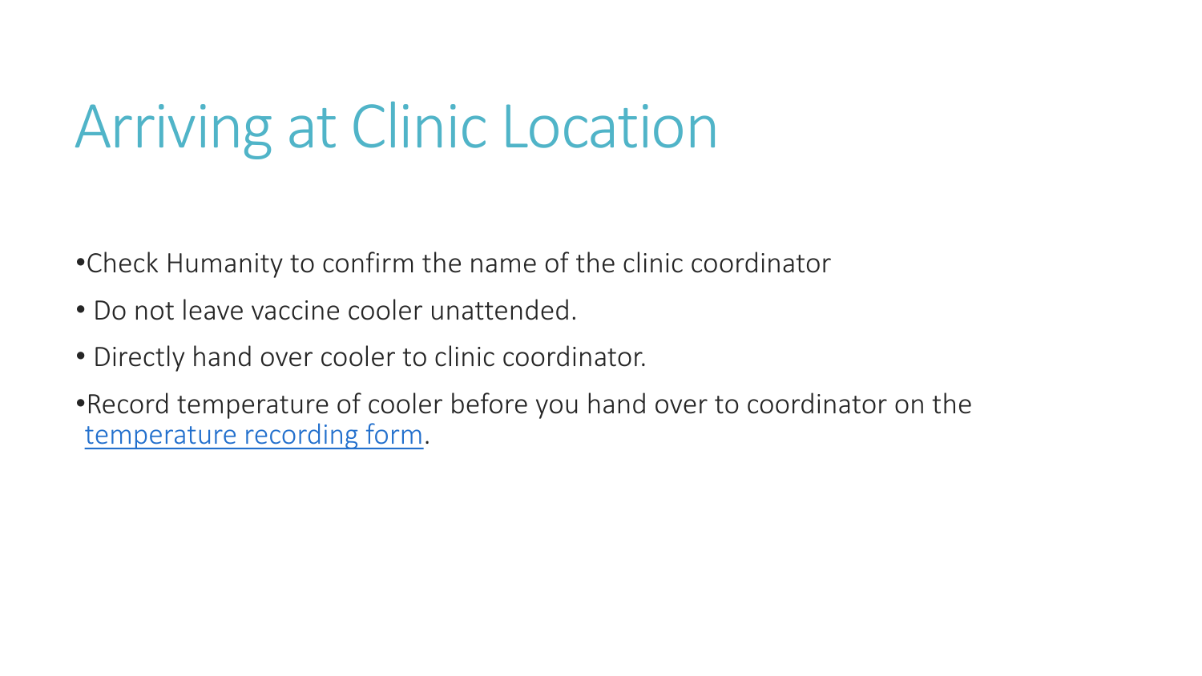# Arriving at Clinic Location

- Check Humanity to confirm the name of the clinic coordinator
- Do not leave vaccine cooler unattended.
- Directly hand over cooler to clinic coordinator.
- Record temperature of cooler before you hand over to coordinator on the temperature recording form.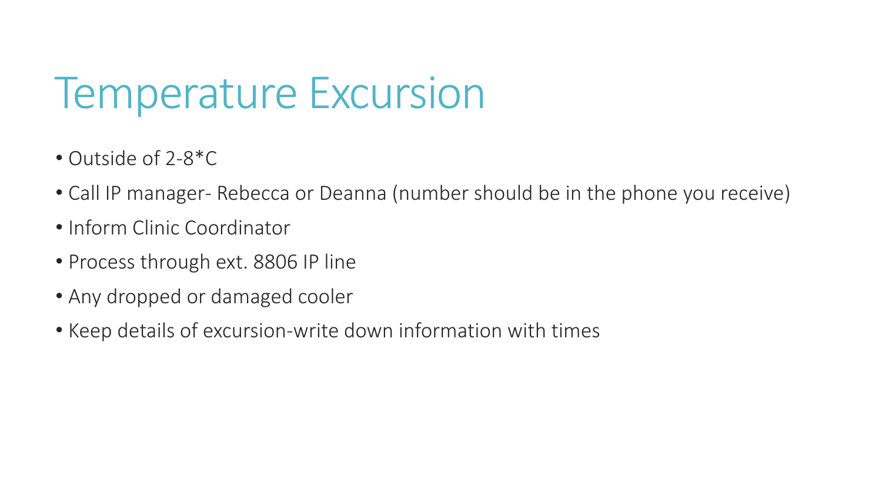# Temperature Excursion

- Outside of 2-8*C
- Call IP manager- Rebecca or Deanna (number should be in the phone you receive)
- Inform Clinic Coordinator
- Process through ext. 8806 IP line
- Any dropped or damaged cooler
- Keep details of excursion-write down information with times